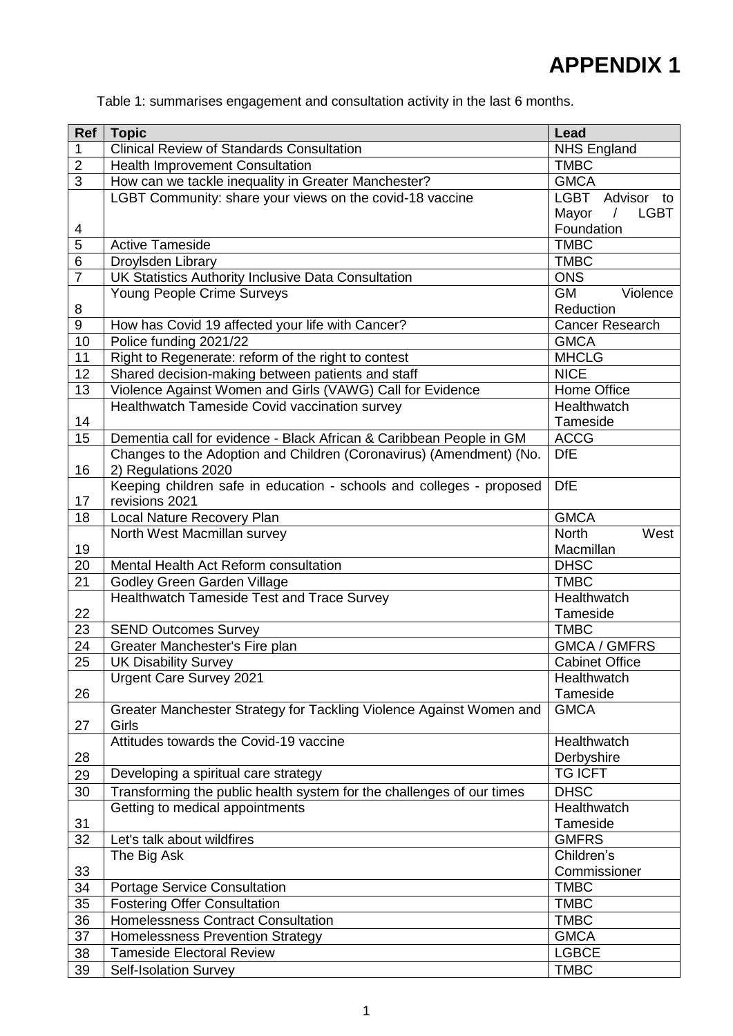# APPENDIX 1

Table 1: summarises engagement and consultation activity in the last 6 months.

| Ref | Topic | Lead |
|---|---|---|
| 1 | Clinical Review of Standards Consultation | NHS England |
| 2 | Health Improvement Consultation | TMBC |
| 3 | How can we tackle inequality in Greater Manchester? | GMCA |
| 4 | LGBT Community: share your views on the covid-18 vaccine | LGBT Advisor to Mayor / LGBT Foundation |
| 5 | Active Tameside | TMBC |
| 6 | Droylsden Library | TMBC |
| 7 | UK Statistics Authority Inclusive Data Consultation | ONS |
| 8 | Young People Crime Surveys | GM Violence Reduction |
| 9 | How has Covid 19 affected your life with Cancer? | Cancer Research |
| 10 | Police funding 2021/22 | GMCA |
| 11 | Right to Regenerate: reform of the right to contest | MHCLG |
| 12 | Shared decision-making between patients and staff | NICE |
| 13 | Violence Against Women and Girls (VAWG) Call for Evidence | Home Office |
| 14 | Healthwatch Tameside Covid vaccination survey | Healthwatch Tameside |
| 15 | Dementia call for evidence - Black African & Caribbean People in GM | ACCG |
| 16 | Changes to the Adoption and Children (Coronavirus) (Amendment) (No. 2) Regulations 2020 | DfE |
| 17 | Keeping children safe in education - schools and colleges - proposed revisions 2021 | DfE |
| 18 | Local Nature Recovery Plan | GMCA |
| 19 | North West Macmillan survey | North West Macmillan |
| 20 | Mental Health Act Reform consultation | DHSC |
| 21 | Godley Green Garden Village | TMBC |
| 22 | Healthwatch Tameside Test and Trace Survey | Healthwatch Tameside |
| 23 | SEND Outcomes Survey | TMBC |
| 24 | Greater Manchester's Fire plan | GMCA / GMFRS |
| 25 | UK Disability Survey | Cabinet Office |
| 26 | Urgent Care Survey 2021 | Healthwatch Tameside |
| 27 | Greater Manchester Strategy for Tackling Violence Against Women and Girls | GMCA |
| 28 | Attitudes towards the Covid-19 vaccine | Healthwatch Derbyshire |
| 29 | Developing a spiritual care strategy | TG ICFT |
| 30 | Transforming the public health system for the challenges of our times | DHSC |
| 31 | Getting to medical appointments | Healthwatch Tameside |
| 32 | Let's talk about wildfires | GMFRS |
| 33 | The Big Ask | Children's Commissioner |
| 34 | Portage Service Consultation | TMBC |
| 35 | Fostering Offer Consultation | TMBC |
| 36 | Homelessness Contract Consultation | TMBC |
| 37 | Homelessness Prevention Strategy | GMCA |
| 38 | Tameside Electoral Review | LGBCE |
| 39 | Self-Isolation Survey | TMBC |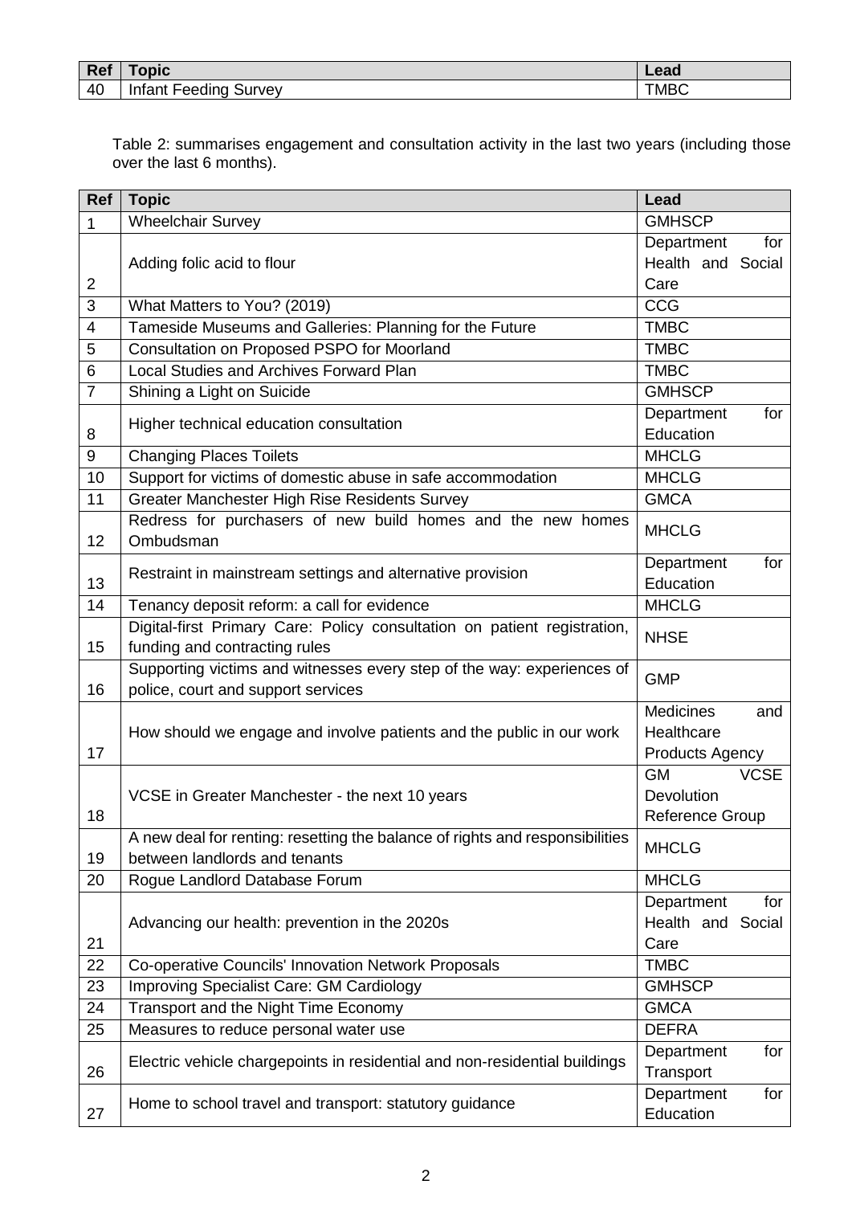| Ref | Topic | Lead |
|---|---|---|
| 40 | Infant Feeding Survey | TMBC |

Table 2: summarises engagement and consultation activity in the last two years (including those over the last 6 months).

| Ref | Topic | Lead |
|---|---|---|
| 1 | Wheelchair Survey | GMHSCP |
| 2 | Adding folic acid to flour | Department for Health and Social Care |
| 3 | What Matters to You? (2019) | CCG |
| 4 | Tameside Museums and Galleries: Planning for the Future | TMBC |
| 5 | Consultation on Proposed PSPO for Moorland | TMBC |
| 6 | Local Studies and Archives Forward Plan | TMBC |
| 7 | Shining a Light on Suicide | GMHSCP |
| 8 | Higher technical education consultation | Department for Education |
| 9 | Changing Places Toilets | MHCLG |
| 10 | Support for victims of domestic abuse in safe accommodation | MHCLG |
| 11 | Greater Manchester High Rise Residents Survey | GMCA |
| 12 | Redress for purchasers of new build homes and the new homes Ombudsman | MHCLG |
| 13 | Restraint in mainstream settings and alternative provision | Department for Education |
| 14 | Tenancy deposit reform: a call for evidence | MHCLG |
| 15 | Digital-first Primary Care: Policy consultation on patient registration, funding and contracting rules | NHSE |
| 16 | Supporting victims and witnesses every step of the way: experiences of police, court and support services | GMP |
| 17 | How should we engage and involve patients and the public in our work | Medicines and Healthcare Products Agency |
| 18 | VCSE in Greater Manchester - the next 10 years | GM VCSE Devolution Reference Group |
| 19 | A new deal for renting: resetting the balance of rights and responsibilities between landlords and tenants | MHCLG |
| 20 | Rogue Landlord Database Forum | MHCLG |
| 21 | Advancing our health: prevention in the 2020s | Department for Health and Social Care |
| 22 | Co-operative Councils' Innovation Network Proposals | TMBC |
| 23 | Improving Specialist Care: GM Cardiology | GMHSCP |
| 24 | Transport and the Night Time Economy | GMCA |
| 25 | Measures to reduce personal water use | DEFRA |
| 26 | Electric vehicle chargepoints in residential and non-residential buildings | Department for Transport |
| 27 | Home to school travel and transport: statutory guidance | Department for Education |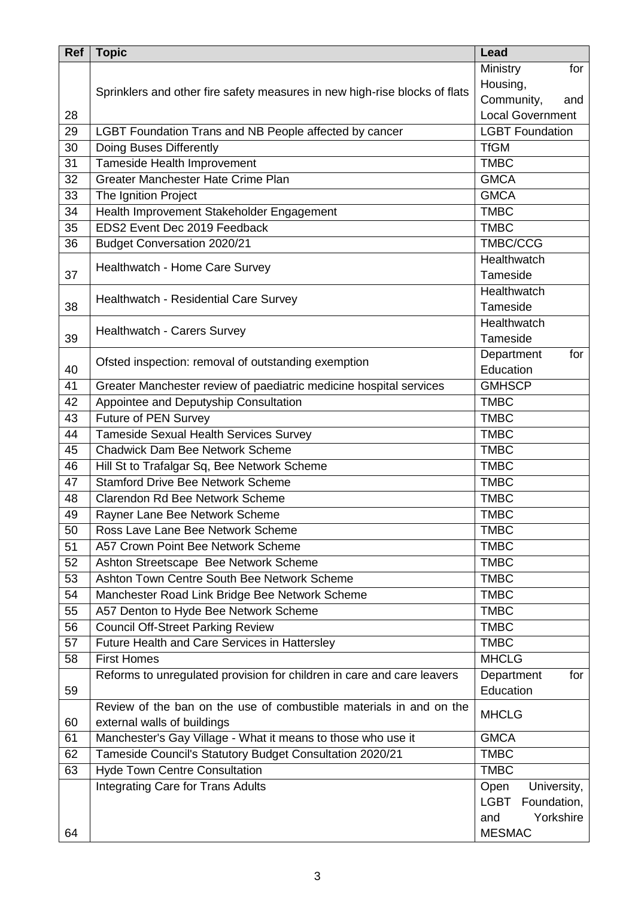| Ref | Topic | Lead |
|---|---|---|
| 28 | Sprinklers and other fire safety measures in new high-rise blocks of flats | Ministry for Housing, Community, and Local Government |
| 29 | LGBT Foundation Trans and NB People affected by cancer | LGBT Foundation |
| 30 | Doing Buses Differently | TfGM |
| 31 | Tameside Health Improvement | TMBC |
| 32 | Greater Manchester Hate Crime Plan | GMCA |
| 33 | The Ignition Project | GMCA |
| 34 | Health Improvement Stakeholder Engagement | TMBC |
| 35 | EDS2 Event Dec 2019 Feedback | TMBC |
| 36 | Budget Conversation 2020/21 | TMBC/CCG |
| 37 | Healthwatch - Home Care Survey | Healthwatch Tameside |
| 38 | Healthwatch - Residential Care Survey | Healthwatch Tameside |
| 39 | Healthwatch - Carers Survey | Healthwatch Tameside |
| 40 | Ofsted inspection: removal of outstanding exemption | Department for Education |
| 41 | Greater Manchester review of paediatric medicine hospital services | GMHSCP |
| 42 | Appointee and Deputyship Consultation | TMBC |
| 43 | Future of PEN Survey | TMBC |
| 44 | Tameside Sexual Health Services Survey | TMBC |
| 45 | Chadwick Dam Bee Network Scheme | TMBC |
| 46 | Hill St to Trafalgar Sq, Bee Network Scheme | TMBC |
| 47 | Stamford Drive Bee Network Scheme | TMBC |
| 48 | Clarendon Rd Bee Network Scheme | TMBC |
| 49 | Rayner Lane Bee Network Scheme | TMBC |
| 50 | Ross Lave Lane Bee Network Scheme | TMBC |
| 51 | A57 Crown Point Bee Network Scheme | TMBC |
| 52 | Ashton Streetscape Bee Network Scheme | TMBC |
| 53 | Ashton Town Centre South Bee Network Scheme | TMBC |
| 54 | Manchester Road Link Bridge Bee Network Scheme | TMBC |
| 55 | A57 Denton to Hyde Bee Network Scheme | TMBC |
| 56 | Council Off-Street Parking Review | TMBC |
| 57 | Future Health and Care Services in Hattersley | TMBC |
| 58 | First Homes | MHCLG |
| 59 | Reforms to unregulated provision for children in care and care leavers | Department for Education |
| 60 | Review of the ban on the use of combustible materials in and on the external walls of buildings | MHCLG |
| 61 | Manchester's Gay Village - What it means to those who use it | GMCA |
| 62 | Tameside Council's Statutory Budget Consultation 2020/21 | TMBC |
| 63 | Hyde Town Centre Consultation | TMBC |
| 64 | Integrating Care for Trans Adults | Open University, LGBT Foundation, and Yorkshire MESMAC |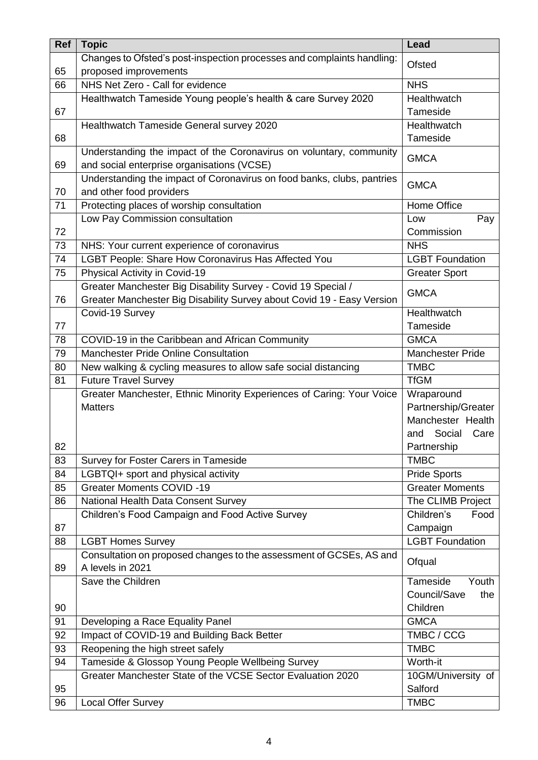| Ref | Topic | Lead |
|---|---|---|
| 65 | Changes to Ofsted's post-inspection processes and complaints handling: proposed improvements | Ofsted |
| 66 | NHS Net Zero - Call for evidence | NHS |
| 67 | Healthwatch Tameside Young people's health & care Survey 2020 | Healthwatch Tameside |
| 68 | Healthwatch Tameside General survey 2020 | Healthwatch Tameside |
| 69 | Understanding the impact of the Coronavirus on voluntary, community and social enterprise organisations (VCSE) | GMCA |
| 70 | Understanding the impact of Coronavirus on food banks, clubs, pantries and other food providers | GMCA |
| 71 | Protecting places of worship consultation | Home Office |
| 72 | Low Pay Commission consultation | Low Pay Commission |
| 73 | NHS: Your current experience of coronavirus | NHS |
| 74 | LGBT People: Share How Coronavirus Has Affected You | LGBT Foundation |
| 75 | Physical Activity in Covid-19 | Greater Sport |
| 76 | Greater Manchester Big Disability Survey - Covid 19 Special / Greater Manchester Big Disability Survey about Covid 19 - Easy Version | GMCA |
| 77 | Covid-19 Survey | Healthwatch Tameside |
| 78 | COVID-19 in the Caribbean and African Community | GMCA |
| 79 | Manchester Pride Online Consultation | Manchester Pride |
| 80 | New walking & cycling measures to allow safe social distancing | TMBC |
| 81 | Future Travel Survey | TfGM |
| 82 | Greater Manchester, Ethnic Minority Experiences of Caring: Your Voice Matters | Wraparound Partnership/Greater Manchester Health and Social Care Partnership |
| 83 | Survey for Foster Carers in Tameside | TMBC |
| 84 | LGBTQI+ sport and physical activity | Pride Sports |
| 85 | Greater Moments COVID -19 | Greater Moments |
| 86 | National Health Data Consent Survey | The CLIMB Project |
| 87 | Children's Food Campaign and Food Active Survey | Children's Food Campaign |
| 88 | LGBT Homes Survey | LGBT Foundation |
| 89 | Consultation on proposed changes to the assessment of GCSEs, AS and A levels in 2021 | Ofqual |
| 90 | Save the Children | Tameside Youth Council/Save the Children |
| 91 | Developing a Race Equality Panel | GMCA |
| 92 | Impact of COVID-19 and Building Back Better | TMBC / CCG |
| 93 | Reopening the high street safely | TMBC |
| 94 | Tameside & Glossop Young People Wellbeing Survey | Worth-it |
| 95 | Greater Manchester State of the VCSE Sector Evaluation 2020 | 10GM/University of Salford |
| 96 | Local Offer Survey | TMBC |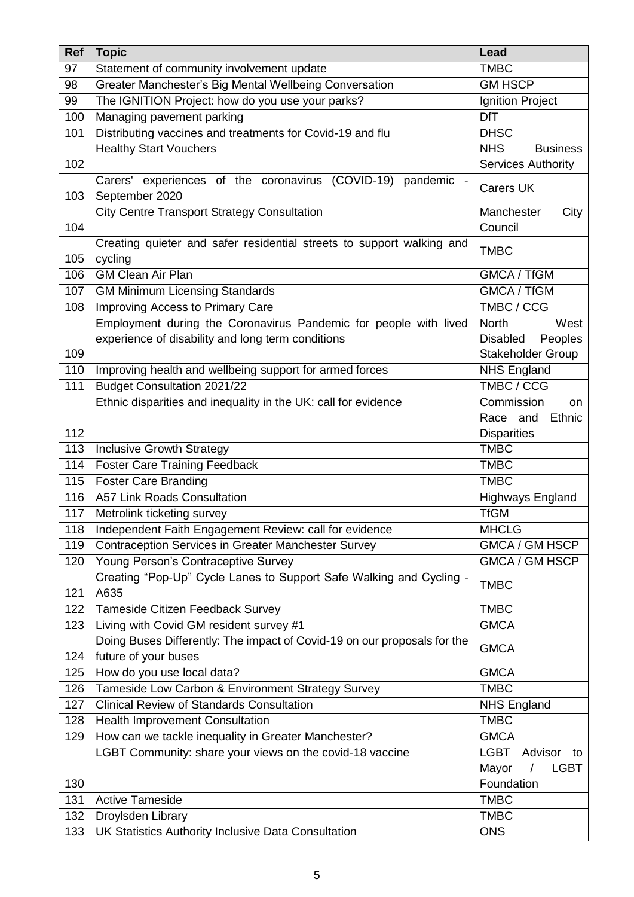| Ref | Topic | Lead |
|---|---|---|
| 97 | Statement of community involvement update | TMBC |
| 98 | Greater Manchester's Big Mental Wellbeing Conversation | GM HSCP |
| 99 | The IGNITION Project: how do you use your parks? | Ignition Project |
| 100 | Managing pavement parking | DfT |
| 101 | Distributing vaccines and treatments for Covid-19 and flu | DHSC |
| 102 | Healthy Start Vouchers | NHS Business Services Authority |
| 103 | Carers' experiences of the coronavirus (COVID-19) pandemic - September 2020 | Carers UK |
| 104 | City Centre Transport Strategy Consultation | Manchester City Council |
| 105 | Creating quieter and safer residential streets to support walking and cycling | TMBC |
| 106 | GM Clean Air Plan | GMCA / TfGM |
| 107 | GM Minimum Licensing Standards | GMCA / TfGM |
| 108 | Improving Access to Primary Care | TMBC / CCG |
| 109 | Employment during the Coronavirus Pandemic for people with lived experience of disability and long term conditions | North West Disabled Peoples Stakeholder Group |
| 110 | Improving health and wellbeing support for armed forces | NHS England |
| 111 | Budget Consultation 2021/22 | TMBC / CCG |
| 112 | Ethnic disparities and inequality in the UK: call for evidence | Commission on Race and Ethnic Disparities |
| 113 | Inclusive Growth Strategy | TMBC |
| 114 | Foster Care Training Feedback | TMBC |
| 115 | Foster Care Branding | TMBC |
| 116 | A57 Link Roads Consultation | Highways England |
| 117 | Metrolink ticketing survey | TfGM |
| 118 | Independent Faith Engagement Review: call for evidence | MHCLG |
| 119 | Contraception Services in Greater Manchester Survey | GMCA / GM HSCP |
| 120 | Young Person's Contraceptive Survey | GMCA / GM HSCP |
| 121 | Creating "Pop-Up" Cycle Lanes to Support Safe Walking and Cycling - A635 | TMBC |
| 122 | Tameside Citizen Feedback Survey | TMBC |
| 123 | Living with Covid GM resident survey #1 | GMCA |
| 124 | Doing Buses Differently: The impact of Covid-19 on our proposals for the future of your buses | GMCA |
| 125 | How do you use local data? | GMCA |
| 126 | Tameside Low Carbon & Environment Strategy Survey | TMBC |
| 127 | Clinical Review of Standards Consultation | NHS England |
| 128 | Health Improvement Consultation | TMBC |
| 129 | How can we tackle inequality in Greater Manchester? | GMCA |
| 130 | LGBT Community: share your views on the covid-18 vaccine | LGBT Advisor to Mayor / LGBT Foundation |
| 131 | Active Tameside | TMBC |
| 132 | Droylsden Library | TMBC |
| 133 | UK Statistics Authority Inclusive Data Consultation | ONS |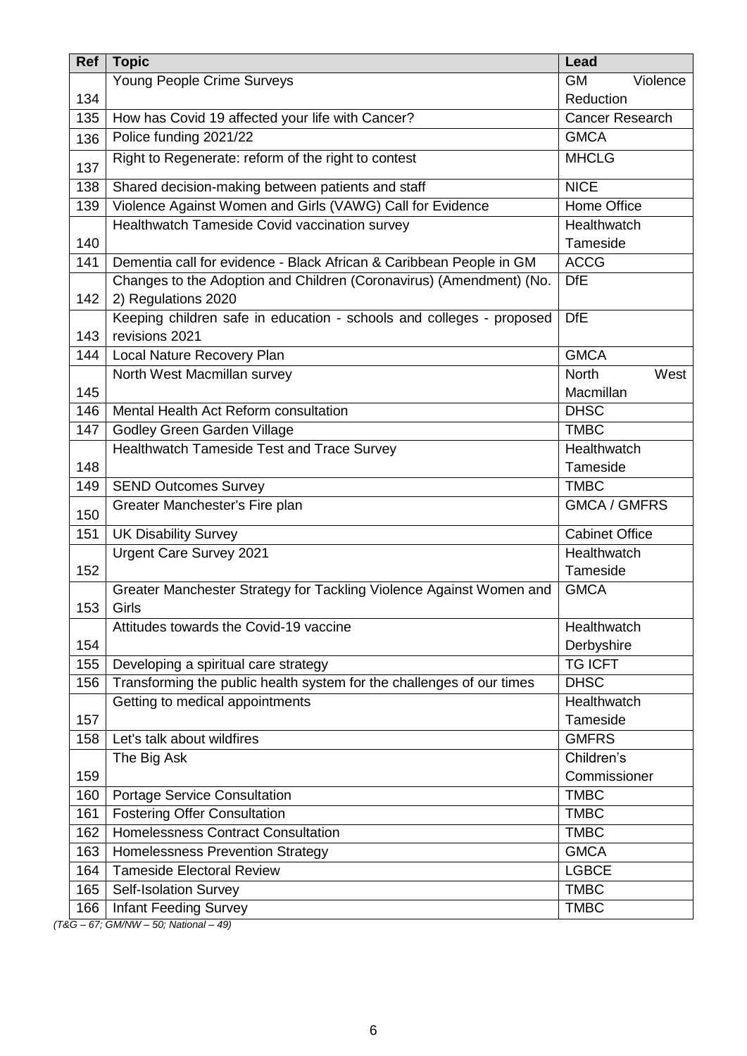| Ref | Topic | Lead |
|---|---|---|
| 134 | Young People Crime Surveys | GM Violence Reduction |
| 135 | How has Covid 19 affected your life with Cancer? | Cancer Research |
| 136 | Police funding 2021/22 | GMCA |
| 137 | Right to Regenerate: reform of the right to contest | MHCLG |
| 138 | Shared decision-making between patients and staff | NICE |
| 139 | Violence Against Women and Girls (VAWG) Call for Evidence | Home Office |
| 140 | Healthwatch Tameside Covid vaccination survey | Healthwatch Tameside |
| 141 | Dementia call for evidence - Black African & Caribbean People in GM | ACCG |
| 142 | Changes to the Adoption and Children (Coronavirus) (Amendment) (No. 2) Regulations 2020 | DfE |
| 143 | Keeping children safe in education - schools and colleges - proposed revisions 2021 | DfE |
| 144 | Local Nature Recovery Plan | GMCA |
| 145 | North West Macmillan survey | North West Macmillan |
| 146 | Mental Health Act Reform consultation | DHSC |
| 147 | Godley Green Garden Village | TMBC |
| 148 | Healthwatch Tameside Test and Trace Survey | Healthwatch Tameside |
| 149 | SEND Outcomes Survey | TMBC |
| 150 | Greater Manchester's Fire plan | GMCA / GMFRS |
| 151 | UK Disability Survey | Cabinet Office |
| 152 | Urgent Care Survey 2021 | Healthwatch Tameside |
| 153 | Greater Manchester Strategy for Tackling Violence Against Women and Girls | GMCA |
| 154 | Attitudes towards the Covid-19 vaccine | Healthwatch Derbyshire |
| 155 | Developing a spiritual care strategy | TG ICFT |
| 156 | Transforming the public health system for the challenges of our times | DHSC |
| 157 | Getting to medical appointments | Healthwatch Tameside |
| 158 | Let's talk about wildfires | GMFRS |
| 159 | The Big Ask | Children's Commissioner |
| 160 | Portage Service Consultation | TMBC |
| 161 | Fostering Offer Consultation | TMBC |
| 162 | Homelessness Contract Consultation | TMBC |
| 163 | Homelessness Prevention Strategy | GMCA |
| 164 | Tameside Electoral Review | LGBCE |
| 165 | Self-Isolation Survey | TMBC |
| 166 | Infant Feeding Survey | TMBC |

*(T&G – 67; GM/NW – 50; National – 49)*